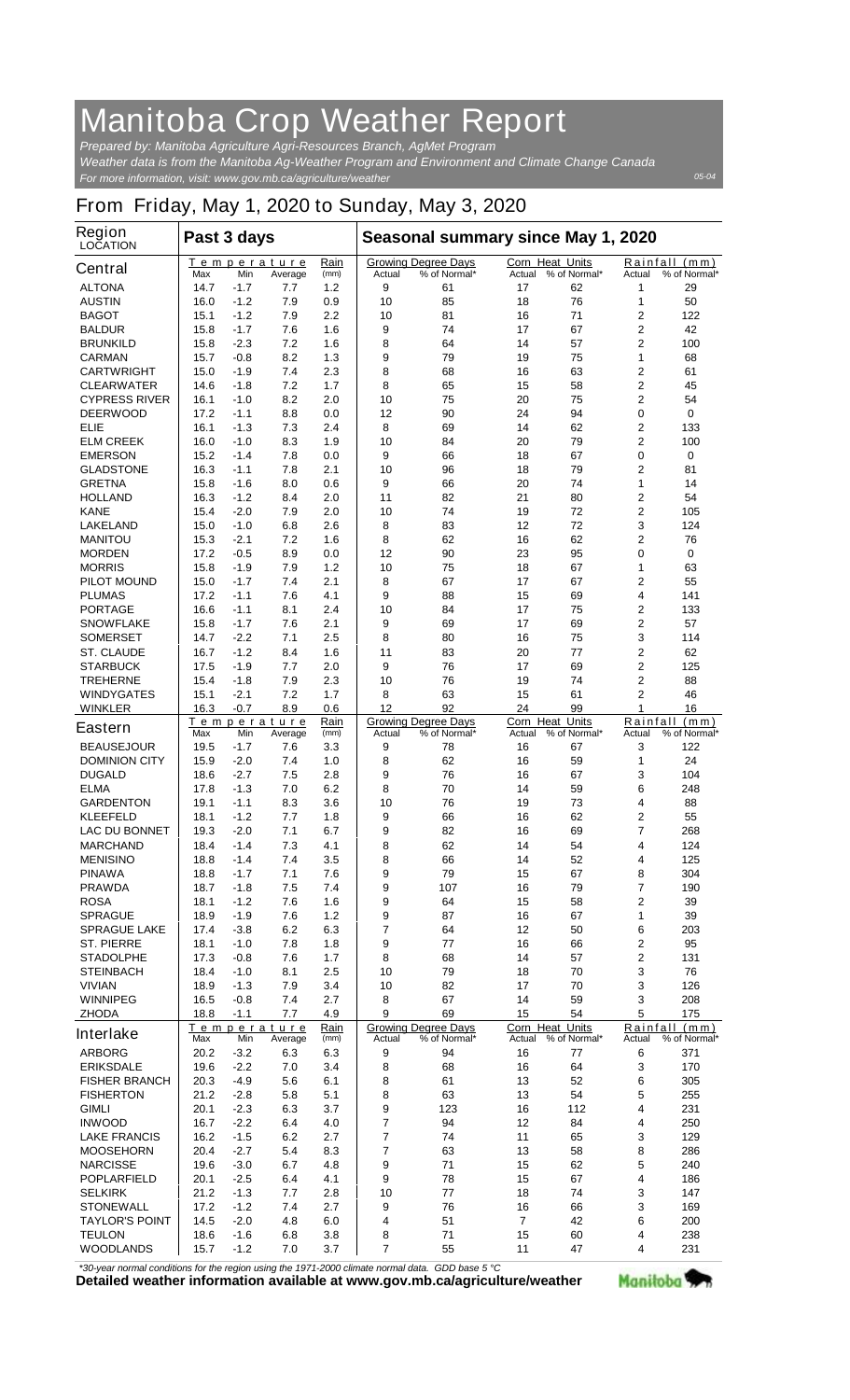# Manitoba Crop Weather Report

*Prepared by: Manitoba Agriculture Agri-Resources Branch, AgMet Program*
*Weather data is from the Manitoba Ag-Weather Program and Environment and Climate Change Canada*
*For more information, visit: www.gov.mb.ca/agriculture/weather*

05-04

## From Friday, May 1, 2020 to Sunday, May 3, 2020

| Region LOCATION | Past 3 days | | | | Seasonal summary since May 1, 2020 | | | | | |
|---|---|---|---|---|---|---|---|---|---|---|
| **Central** | Temperature Max | Min | Average | Rain (mm) | Growing Degree Days Actual | % of Normal* | Corn Heat Units Actual | % of Normal* | Rainfall (mm) Actual | % of Normal* |
| ALTONA | 14.7 | -1.7 | 7.7 | 1.2 | 9 | 61 | 17 | 62 | 1 | 29 |
| AUSTIN | 16.0 | -1.2 | 7.9 | 0.9 | 10 | 85 | 18 | 76 | 1 | 50 |
| BAGOT | 15.1 | -1.2 | 7.9 | 2.2 | 10 | 81 | 16 | 71 | 2 | 122 |
| BALDUR | 15.8 | -1.7 | 7.6 | 1.6 | 9 | 74 | 17 | 67 | 2 | 42 |
| BRUNKILD | 15.8 | -2.3 | 7.2 | 1.6 | 8 | 64 | 14 | 57 | 2 | 100 |
| CARMAN | 15.7 | -0.8 | 8.2 | 1.3 | 9 | 79 | 19 | 75 | 1 | 68 |
| CARTWRIGHT | 15.0 | -1.9 | 7.4 | 2.3 | 8 | 68 | 16 | 63 | 2 | 61 |
| CLEARWATER | 14.6 | -1.8 | 7.2 | 1.7 | 8 | 65 | 15 | 58 | 2 | 45 |
| CYPRESS RIVER | 16.1 | -1.0 | 8.2 | 2.0 | 10 | 75 | 20 | 75 | 2 | 54 |
| DEERWOOD | 17.2 | -1.1 | 8.8 | 0.0 | 12 | 90 | 24 | 94 | 0 | 0 |
| ELIE | 16.1 | -1.3 | 7.3 | 2.4 | 8 | 69 | 14 | 62 | 2 | 133 |
| ELM CREEK | 16.0 | -1.0 | 8.3 | 1.9 | 10 | 84 | 20 | 79 | 2 | 100 |
| EMERSON | 15.2 | -1.4 | 7.8 | 0.0 | 9 | 66 | 18 | 67 | 0 | 0 |
| GLADSTONE | 16.3 | -1.1 | 7.8 | 2.1 | 10 | 96 | 18 | 79 | 2 | 81 |
| GRETNA | 15.8 | -1.6 | 8.0 | 0.6 | 9 | 66 | 20 | 74 | 1 | 14 |
| HOLLAND | 16.3 | -1.2 | 8.4 | 2.0 | 11 | 82 | 21 | 80 | 2 | 54 |
| KANE | 15.4 | -2.0 | 7.9 | 2.0 | 10 | 74 | 19 | 72 | 2 | 105 |
| LAKELAND | 15.0 | -1.0 | 6.8 | 2.6 | 8 | 83 | 12 | 72 | 3 | 124 |
| MANITOU | 15.3 | -2.1 | 7.2 | 1.6 | 8 | 62 | 16 | 62 | 2 | 76 |
| MORDEN | 17.2 | -0.5 | 8.9 | 0.0 | 12 | 90 | 23 | 95 | 0 | 0 |
| MORRIS | 15.8 | -1.9 | 7.9 | 1.2 | 10 | 75 | 18 | 67 | 1 | 63 |
| PILOT MOUND | 15.0 | -1.7 | 7.4 | 2.1 | 8 | 67 | 17 | 67 | 2 | 55 |
| PLUMAS | 17.2 | -1.1 | 7.6 | 4.1 | 9 | 88 | 15 | 69 | 4 | 141 |
| PORTAGE | 16.6 | -1.1 | 8.1 | 2.4 | 10 | 84 | 17 | 75 | 2 | 133 |
| SNOWFLAKE | 15.8 | -1.7 | 7.6 | 2.1 | 9 | 69 | 17 | 69 | 2 | 57 |
| SOMERSET | 14.7 | -2.2 | 7.1 | 2.5 | 8 | 80 | 16 | 75 | 3 | 114 |
| ST. CLAUDE | 16.7 | -1.2 | 8.4 | 1.6 | 11 | 83 | 20 | 77 | 2 | 62 |
| STARBUCK | 17.5 | -1.9 | 7.7 | 2.0 | 9 | 76 | 17 | 69 | 2 | 125 |
| TREHERNE | 15.4 | -1.8 | 7.9 | 2.3 | 10 | 76 | 19 | 74 | 2 | 88 |
| WINDYGATES | 15.1 | -2.1 | 7.2 | 1.7 | 8 | 63 | 15 | 61 | 2 | 46 |
| WINKLER | 16.3 | -0.7 | 8.9 | 0.6 | 12 | 92 | 24 | 99 | 1 | 16 |
| **Eastern** | Temperature Max | Min | Average | Rain (mm) | Growing Degree Days Actual | % of Normal* | Corn Heat Units Actual | % of Normal* | Rainfall (mm) Actual | % of Normal* |
| BEAUSEJOUR | 19.5 | -1.7 | 7.6 | 3.3 | 9 | 78 | 16 | 67 | 3 | 122 |
| DOMINION CITY | 15.9 | -2.0 | 7.4 | 1.0 | 8 | 62 | 16 | 59 | 1 | 24 |
| DUGALD | 18.6 | -2.7 | 7.5 | 2.8 | 9 | 76 | 16 | 67 | 3 | 104 |
| ELMA | 17.8 | -1.3 | 7.0 | 6.2 | 8 | 70 | 14 | 59 | 6 | 248 |
| GARDENTON | 19.1 | -1.1 | 8.3 | 3.6 | 10 | 76 | 19 | 73 | 4 | 88 |
| KLEEFELD | 18.1 | -1.2 | 7.7 | 1.8 | 9 | 66 | 16 | 62 | 2 | 55 |
| LAC DU BONNET | 19.3 | -2.0 | 7.1 | 6.7 | 9 | 82 | 16 | 69 | 7 | 268 |
| MARCHAND | 18.4 | -1.4 | 7.3 | 4.1 | 8 | 62 | 14 | 54 | 4 | 124 |
| MENISINO | 18.8 | -1.4 | 7.4 | 3.5 | 8 | 66 | 14 | 52 | 4 | 125 |
| PINAWA | 18.8 | -1.7 | 7.1 | 7.6 | 9 | 79 | 15 | 67 | 8 | 304 |
| PRAWDA | 18.7 | -1.8 | 7.5 | 7.4 | 9 | 107 | 16 | 79 | 7 | 190 |
| ROSA | 18.1 | -1.2 | 7.6 | 1.6 | 9 | 64 | 15 | 58 | 2 | 39 |
| SPRAGUE | 18.9 | -1.9 | 7.6 | 1.2 | 9 | 87 | 16 | 67 | 1 | 39 |
| SPRAGUE LAKE | 17.4 | -3.8 | 6.2 | 6.3 | 7 | 64 | 12 | 50 | 6 | 203 |
| ST. PIERRE | 18.1 | -1.0 | 7.8 | 1.8 | 9 | 77 | 16 | 66 | 2 | 95 |
| STADOLPHE | 17.3 | -0.8 | 7.6 | 1.7 | 8 | 68 | 14 | 57 | 2 | 131 |
| STEINBACH | 18.4 | -1.0 | 8.1 | 2.5 | 10 | 79 | 18 | 70 | 3 | 76 |
| VIVIAN | 18.9 | -1.3 | 7.9 | 3.4 | 10 | 82 | 17 | 70 | 3 | 126 |
| WINNIPEG | 16.5 | -0.8 | 7.4 | 2.7 | 8 | 67 | 14 | 59 | 3 | 208 |
| ZHODA | 18.8 | -1.1 | 7.7 | 4.9 | 9 | 69 | 15 | 54 | 5 | 175 |
| **Interlake** | Temperature Max | Min | Average | Rain (mm) | Growing Degree Days Actual | % of Normal* | Corn Heat Units Actual | % of Normal* | Rainfall (mm) Actual | % of Normal* |
| ARBORG | 20.2 | -3.2 | 6.3 | 6.3 | 9 | 94 | 16 | 77 | 6 | 371 |
| ERIKSDALE | 19.6 | -2.2 | 7.0 | 3.4 | 8 | 68 | 16 | 64 | 3 | 170 |
| FISHER BRANCH | 20.3 | -4.9 | 5.6 | 6.1 | 8 | 61 | 13 | 52 | 6 | 305 |
| FISHERTON | 21.2 | -2.8 | 5.8 | 5.1 | 8 | 63 | 13 | 54 | 5 | 255 |
| GIMLI | 20.1 | -2.3 | 6.3 | 3.7 | 9 | 123 | 16 | 112 | 4 | 231 |
| INWOOD | 16.7 | -2.2 | 6.4 | 4.0 | 7 | 94 | 12 | 84 | 4 | 250 |
| LAKE FRANCIS | 16.2 | -1.5 | 6.2 | 2.7 | 7 | 74 | 11 | 65 | 3 | 129 |
| MOOSEHORN | 20.4 | -2.7 | 5.4 | 8.3 | 7 | 63 | 13 | 58 | 8 | 286 |
| NARCISSE | 19.6 | -3.0 | 6.7 | 4.8 | 9 | 71 | 15 | 62 | 5 | 240 |
| POPLARFIELD | 20.1 | -2.5 | 6.4 | 4.1 | 9 | 78 | 15 | 67 | 4 | 186 |
| SELKIRK | 21.2 | -1.3 | 7.7 | 2.8 | 10 | 77 | 18 | 74 | 3 | 147 |
| STONEWALL | 17.2 | -1.2 | 7.4 | 2.7 | 9 | 76 | 16 | 66 | 3 | 169 |
| TAYLOR'S POINT | 14.5 | -2.0 | 4.8 | 6.0 | 4 | 51 | 7 | 42 | 6 | 200 |
| TEULON | 18.6 | -1.6 | 6.8 | 3.8 | 8 | 71 | 15 | 60 | 4 | 238 |
| WOODLANDS | 15.7 | -1.2 | 7.0 | 3.7 | 7 | 55 | 11 | 47 | 4 | 231 |

*\*30-year normal conditions for the region using the 1971-2000 climate normal data. GDD base 5 °C*

**Detailed weather information available at www.gov.mb.ca/agriculture/weather**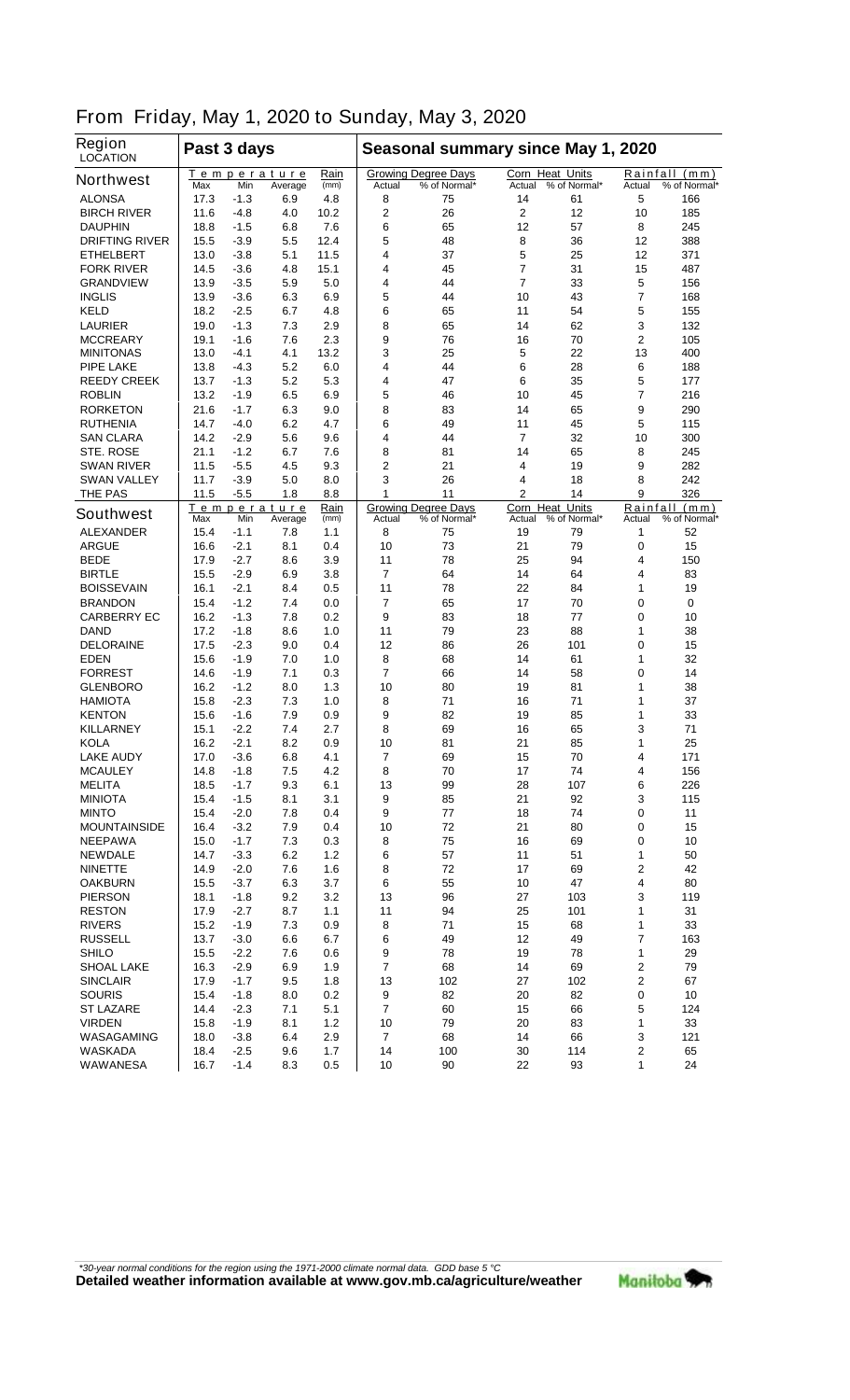# From Friday, May 1, 2020 to Sunday, May 3, 2020

| Region LOCATION | Past 3 days | | | | Seasonal summary since May 1, 2020 | | | | | |
|---|---|---|---|---|---|---|---|---|---|---|
| **Northwest** | Temperature | | | Rain | Growing Degree Days | | Corn Heat Units | | Rainfall (mm) | |
| | Max | Min | Average | (mm) | Actual | % of Normal* | Actual | % of Normal* | Actual | % of Normal* |
| ALONSA | 17.3 | -1.3 | 6.9 | 4.8 | 8 | 75 | 14 | 61 | 5 | 166 |
| BIRCH RIVER | 11.6 | -4.8 | 4.0 | 10.2 | 2 | 26 | 2 | 12 | 10 | 185 |
| DAUPHIN | 18.8 | -1.5 | 6.8 | 7.6 | 6 | 65 | 12 | 57 | 8 | 245 |
| DRIFTING RIVER | 15.5 | -3.9 | 5.5 | 12.4 | 5 | 48 | 8 | 36 | 12 | 388 |
| ETHELBERT | 13.0 | -3.8 | 5.1 | 11.5 | 4 | 37 | 5 | 25 | 12 | 371 |
| FORK RIVER | 14.5 | -3.6 | 4.8 | 15.1 | 4 | 45 | 7 | 31 | 15 | 487 |
| GRANDVIEW | 13.9 | -3.5 | 5.9 | 5.0 | 4 | 44 | 7 | 33 | 5 | 156 |
| INGLIS | 13.9 | -3.6 | 6.3 | 6.9 | 5 | 44 | 10 | 43 | 7 | 168 |
| KELD | 18.2 | -2.5 | 6.7 | 4.8 | 6 | 65 | 11 | 54 | 5 | 155 |
| LAURIER | 19.0 | -1.3 | 7.3 | 2.9 | 8 | 65 | 14 | 62 | 3 | 132 |
| MCCREARY | 19.1 | -1.6 | 7.6 | 2.3 | 9 | 76 | 16 | 70 | 2 | 105 |
| MINITONAS | 13.0 | -4.1 | 4.1 | 13.2 | 3 | 25 | 5 | 22 | 13 | 400 |
| PIPE LAKE | 13.8 | -4.3 | 5.2 | 6.0 | 4 | 44 | 6 | 28 | 6 | 188 |
| REEDY CREEK | 13.7 | -1.3 | 5.2 | 5.3 | 4 | 47 | 6 | 35 | 5 | 177 |
| ROBLIN | 13.2 | -1.9 | 6.5 | 6.9 | 5 | 46 | 10 | 45 | 7 | 216 |
| RORKETON | 21.6 | -1.7 | 6.3 | 9.0 | 8 | 83 | 14 | 65 | 9 | 290 |
| RUTHENIA | 14.7 | -4.0 | 6.2 | 4.7 | 6 | 49 | 11 | 45 | 5 | 115 |
| SAN CLARA | 14.2 | -2.9 | 5.6 | 9.6 | 4 | 44 | 7 | 32 | 10 | 300 |
| STE. ROSE | 21.1 | -1.2 | 6.7 | 7.6 | 8 | 81 | 14 | 65 | 8 | 245 |
| SWAN RIVER | 11.5 | -5.5 | 4.5 | 9.3 | 2 | 21 | 4 | 19 | 9 | 282 |
| SWAN VALLEY | 11.7 | -3.9 | 5.0 | 8.0 | 3 | 26 | 4 | 18 | 8 | 242 |
| THE PAS | 11.5 | -5.5 | 1.8 | 8.8 | 1 | 11 | 2 | 14 | 9 | 326 |
| **Southwest** | Temperature | | | Rain | Growing Degree Days | | Corn Heat Units | | Rainfall (mm) | |
| | Max | Min | Average | (mm) | Actual | % of Normal* | Actual | % of Normal* | Actual | % of Normal* |
| ALEXANDER | 15.4 | -1.1 | 7.8 | 1.1 | 8 | 75 | 19 | 79 | 1 | 52 |
| ARGUE | 16.6 | -2.1 | 8.1 | 0.4 | 10 | 73 | 21 | 79 | 0 | 15 |
| BEDE | 17.9 | -2.7 | 8.6 | 3.9 | 11 | 78 | 25 | 94 | 4 | 150 |
| BIRTLE | 15.5 | -2.9 | 6.9 | 3.8 | 7 | 64 | 14 | 64 | 4 | 83 |
| BOISSEVAIN | 16.1 | -2.1 | 8.4 | 0.5 | 11 | 78 | 22 | 84 | 1 | 19 |
| BRANDON | 15.4 | -1.2 | 7.4 | 0.0 | 7 | 65 | 17 | 70 | 0 | 0 |
| CARBERRY EC | 16.2 | -1.3 | 7.8 | 0.2 | 9 | 83 | 18 | 77 | 0 | 10 |
| DAND | 17.2 | -1.8 | 8.6 | 1.0 | 11 | 79 | 23 | 88 | 1 | 38 |
| DELORAINE | 17.5 | -2.3 | 9.0 | 0.4 | 12 | 86 | 26 | 101 | 0 | 15 |
| EDEN | 15.6 | -1.9 | 7.0 | 1.0 | 8 | 68 | 14 | 61 | 1 | 32 |
| FORREST | 14.6 | -1.9 | 7.1 | 0.3 | 7 | 66 | 14 | 58 | 0 | 14 |
| GLENBORO | 16.2 | -1.2 | 8.0 | 1.3 | 10 | 80 | 19 | 81 | 1 | 38 |
| HAMIOTA | 15.8 | -2.3 | 7.3 | 1.0 | 8 | 71 | 16 | 71 | 1 | 37 |
| KENTON | 15.6 | -1.6 | 7.9 | 0.9 | 9 | 82 | 19 | 85 | 1 | 33 |
| KILLARNEY | 15.1 | -2.2 | 7.4 | 2.7 | 8 | 69 | 16 | 65 | 3 | 71 |
| KOLA | 16.2 | -2.1 | 8.2 | 0.9 | 10 | 81 | 21 | 85 | 1 | 25 |
| LAKE AUDY | 17.0 | -3.6 | 6.8 | 4.1 | 7 | 69 | 15 | 70 | 4 | 171 |
| MCAULEY | 14.8 | -1.8 | 7.5 | 4.2 | 8 | 70 | 17 | 74 | 4 | 156 |
| MELITA | 18.5 | -1.7 | 9.3 | 6.1 | 13 | 99 | 28 | 107 | 6 | 226 |
| MINIOTA | 15.4 | -1.5 | 8.1 | 3.1 | 9 | 85 | 21 | 92 | 3 | 115 |
| MINTO | 15.4 | -2.0 | 7.8 | 0.4 | 9 | 77 | 18 | 74 | 0 | 11 |
| MOUNTAINSIDE | 16.4 | -3.2 | 7.9 | 0.4 | 10 | 72 | 21 | 80 | 0 | 15 |
| NEEPAWA | 15.0 | -1.7 | 7.3 | 0.3 | 8 | 75 | 16 | 69 | 0 | 10 |
| NEWDALE | 14.7 | -3.3 | 6.2 | 1.2 | 6 | 57 | 11 | 51 | 1 | 50 |
| NINETTE | 14.9 | -2.0 | 7.6 | 1.6 | 8 | 72 | 17 | 69 | 2 | 42 |
| OAKBURN | 15.5 | -3.7 | 6.3 | 3.7 | 6 | 55 | 10 | 47 | 4 | 80 |
| PIERSON | 18.1 | -1.8 | 9.2 | 3.2 | 13 | 96 | 27 | 103 | 3 | 119 |
| RESTON | 17.9 | -2.7 | 8.7 | 1.1 | 11 | 94 | 25 | 101 | 1 | 31 |
| RIVERS | 15.2 | -1.9 | 7.3 | 0.9 | 8 | 71 | 15 | 68 | 1 | 33 |
| RUSSELL | 13.7 | -3.0 | 6.6 | 6.7 | 6 | 49 | 12 | 49 | 7 | 163 |
| SHILO | 15.5 | -2.2 | 7.6 | 0.6 | 9 | 78 | 19 | 78 | 1 | 29 |
| SHOAL LAKE | 16.3 | -2.9 | 6.9 | 1.9 | 7 | 68 | 14 | 69 | 2 | 79 |
| SINCLAIR | 17.9 | -1.7 | 9.5 | 1.8 | 13 | 102 | 27 | 102 | 2 | 67 |
| SOURIS | 15.4 | -1.8 | 8.0 | 0.2 | 9 | 82 | 20 | 82 | 0 | 10 |
| ST LAZARE | 14.4 | -2.3 | 7.1 | 5.1 | 7 | 60 | 15 | 66 | 5 | 124 |
| VIRDEN | 15.8 | -1.9 | 8.1 | 1.2 | 10 | 79 | 20 | 83 | 1 | 33 |
| WASAGAMING | 18.0 | -3.8 | 6.4 | 2.9 | 7 | 68 | 14 | 66 | 3 | 121 |
| WASKADA | 18.4 | -2.5 | 9.6 | 1.7 | 14 | 100 | 30 | 114 | 2 | 65 |
| WAWANESA | 16.7 | -1.4 | 8.3 | 0.5 | 10 | 90 | 22 | 93 | 1 | 24 |

*30-year normal conditions for the region using the 1971-2000 climate normal data. GDD base 5 °C

**Detailed weather information available at www.gov.mb.ca/agriculture/weather**

Manitoba